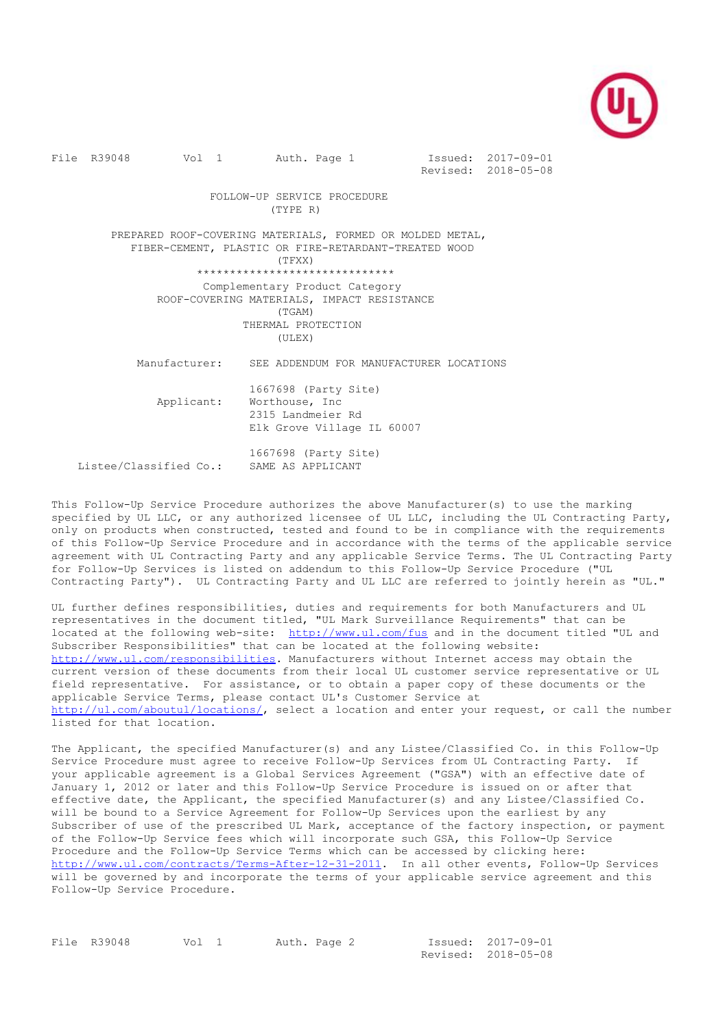# FOLLOW-UP SERVICE PROCEDURE
## (TYPE R)

### PREPARED ROOF-COVERING MATERIALS, FORMED OR MOLDED METAL, FIBER-CEMENT, PLASTIC OR FIRE-RETARDANT-TREATED WOOD (TFXX)

******************************

Complementary Product Category

ROOF-COVERING MATERIALS, IMPACT RESISTANCE (TGAM)

THERMAL PROTECTION (ULEX)

| | |
|---|---|
| Manufacturer: | SEE ADDENDUM FOR MANUFACTURER LOCATIONS |
| Applicant: | 1667698 (Party Site)<br>Worthouse, Inc<br>2315 Landmeier Rd<br>Elk Grove Village IL 60007 |
| Listee/Classified Co.: | 1667698 (Party Site)<br>SAME AS APPLICANT |

This Follow-Up Service Procedure authorizes the above Manufacturer(s) to use the marking specified by UL LLC, or any authorized licensee of UL LLC, including the UL Contracting Party, only on products when constructed, tested and found to be in compliance with the requirements of this Follow-Up Service Procedure and in accordance with the terms of the applicable service agreement with UL Contracting Party and any applicable Service Terms. The UL Contracting Party for Follow-Up Services is listed on addendum to this Follow-Up Service Procedure ("UL Contracting Party"). UL Contracting Party and UL LLC are referred to jointly herein as "UL."

UL further defines responsibilities, duties and requirements for both Manufacturers and UL representatives in the document titled, "UL Mark Surveillance Requirements" that can be located at the following web-site: http://www.ul.com/fus and in the document titled "UL and Subscriber Responsibilities" that can be located at the following website: http://www.ul.com/responsibilities. Manufacturers without Internet access may obtain the current version of these documents from their local UL customer service representative or UL field representative. For assistance, or to obtain a paper copy of these documents or the applicable Service Terms, please contact UL's Customer Service at http://ul.com/aboutul/locations/, select a location and enter your request, or call the number listed for that location.

The Applicant, the specified Manufacturer(s) and any Listee/Classified Co. in this Follow-Up Service Procedure must agree to receive Follow-Up Services from UL Contracting Party. If your applicable agreement is a Global Services Agreement ("GSA") with an effective date of January 1, 2012 or later and this Follow-Up Service Procedure is issued on or after that effective date, the Applicant, the specified Manufacturer(s) and any Listee/Classified Co. will be bound to a Service Agreement for Follow-Up Services upon the earliest by any Subscriber of use of the prescribed UL Mark, acceptance of the factory inspection, or payment of the Follow-Up Service fees which will incorporate such GSA, this Follow-Up Service Procedure and the Follow-Up Service Terms which can be accessed by clicking here: http://www.ul.com/contracts/Terms-After-12-31-2011. In all other events, Follow-Up Services will be governed by and incorporate the terms of your applicable service agreement and this Follow-Up Service Procedure.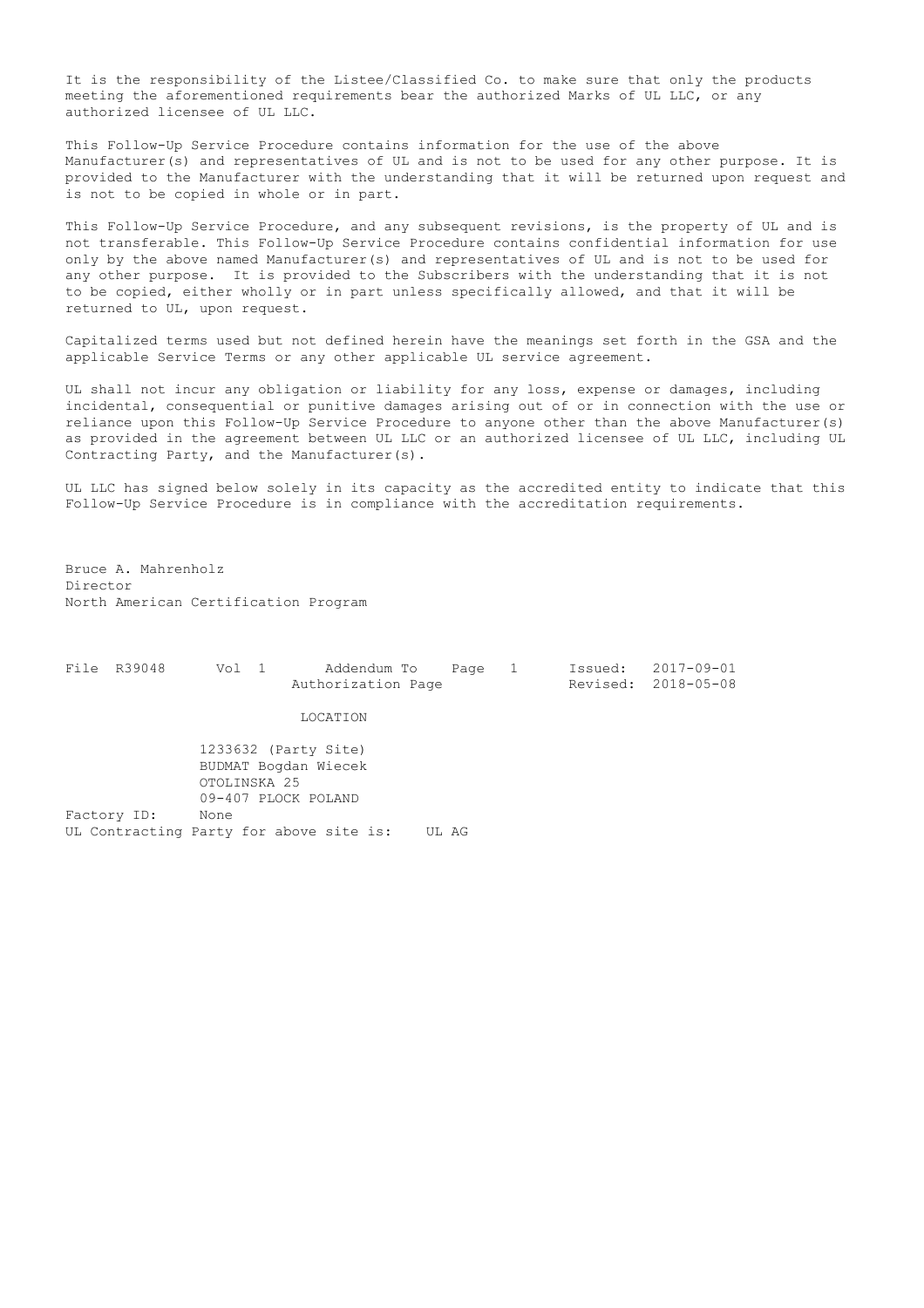It is the responsibility of the Listee/Classified Co. to make sure that only the products meeting the aforementioned requirements bear the authorized Marks of UL LLC, or any authorized licensee of UL LLC.

This Follow-Up Service Procedure contains information for the use of the above Manufacturer(s) and representatives of UL and is not to be used for any other purpose. It is provided to the Manufacturer with the understanding that it will be returned upon request and is not to be copied in whole or in part.

This Follow-Up Service Procedure, and any subsequent revisions, is the property of UL and is not transferable. This Follow-Up Service Procedure contains confidential information for use only by the above named Manufacturer(s) and representatives of UL and is not to be used for any other purpose. It is provided to the Subscribers with the understanding that it is not to be copied, either wholly or in part unless specifically allowed, and that it will be returned to UL, upon request.

Capitalized terms used but not defined herein have the meanings set forth in the GSA and the applicable Service Terms or any other applicable UL service agreement.

UL shall not incur any obligation or liability for any loss, expense or damages, including incidental, consequential or punitive damages arising out of or in connection with the use or reliance upon this Follow-Up Service Procedure to anyone other than the above Manufacturer(s) as provided in the agreement between UL LLC or an authorized licensee of UL LLC, including UL Contracting Party, and the Manufacturer(s).

UL LLC has signed below solely in its capacity as the accredited entity to indicate that this Follow-Up Service Procedure is in compliance with the accreditation requirements.

Bruce A. Mahrenholz
Director
North American Certification Program

File R39048 Vol 1 Addendum To Authorization Page Page 1 Issued: 2017-09-01 Revised: 2018-05-08

LOCATION

1233632 (Party Site)
BUDMAT Bogdan Wiecek
OTOLINSKA 25
09-407 PLOCK POLAND

Factory ID: None

UL Contracting Party for above site is: UL AG